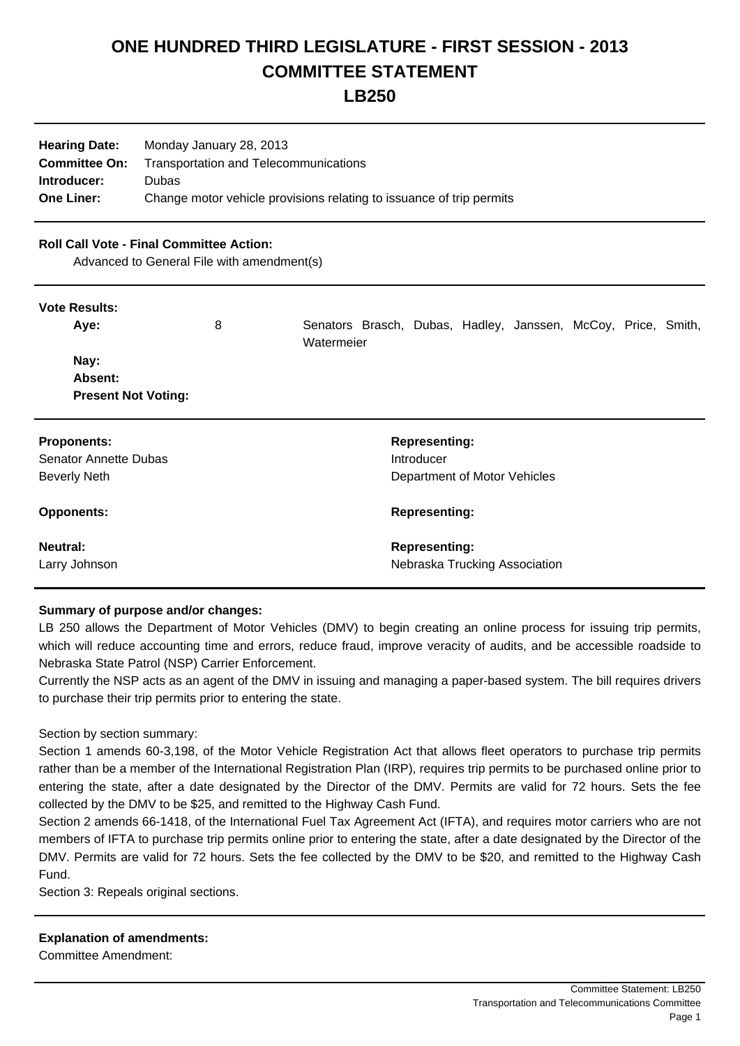# ONE HUNDRED THIRD LEGISLATURE - FIRST SESSION - 2013
# COMMITTEE STATEMENT
# LB250

| | |
|---|---|
| **Hearing Date:** | Monday January 28, 2013 |
| **Committee On:** | Transportation and Telecommunications |
| **Introducer:** | Dubas |
| **One Liner:** | Change motor vehicle provisions relating to issuance of trip permits |

**Roll Call Vote - Final Committee Action:**

Advanced to General File with amendment(s)

**Vote Results:**

| | | |
|---|---|---|
| **Aye:** | 8 | Senators Brasch, Dubas, Hadley, Janssen, McCoy, Price, Smith, Watermeier |
| **Nay:** | | |
| **Absent:** | | |
| **Present Not Voting:** | | |

| **Proponents:** | **Representing:** |
|---|---|
| Senator Annette Dubas | Introducer |
| Beverly Neth | Department of Motor Vehicles |
| **Opponents:** | **Representing:** |
| **Neutral:** | **Representing:** |
| Larry Johnson | Nebraska Trucking Association |

**Summary of purpose and/or changes:**

LB 250 allows the Department of Motor Vehicles (DMV) to begin creating an online process for issuing trip permits, which will reduce accounting time and errors, reduce fraud, improve veracity of audits, and be accessible roadside to Nebraska State Patrol (NSP) Carrier Enforcement.

Currently the NSP acts as an agent of the DMV in issuing and managing a paper-based system. The bill requires drivers to purchase their trip permits prior to entering the state.

Section by section summary:

Section 1 amends 60-3,198, of the Motor Vehicle Registration Act that allows fleet operators to purchase trip permits rather than be a member of the International Registration Plan (IRP), requires trip permits to be purchased online prior to entering the state, after a date designated by the Director of the DMV. Permits are valid for 72 hours. Sets the fee collected by the DMV to be $25, and remitted to the Highway Cash Fund.

Section 2 amends 66-1418, of the International Fuel Tax Agreement Act (IFTA), and requires motor carriers who are not members of IFTA to purchase trip permits online prior to entering the state, after a date designated by the Director of the DMV. Permits are valid for 72 hours. Sets the fee collected by the DMV to be $20, and remitted to the Highway Cash Fund.

Section 3: Repeals original sections.

**Explanation of amendments:**

Committee Amendment: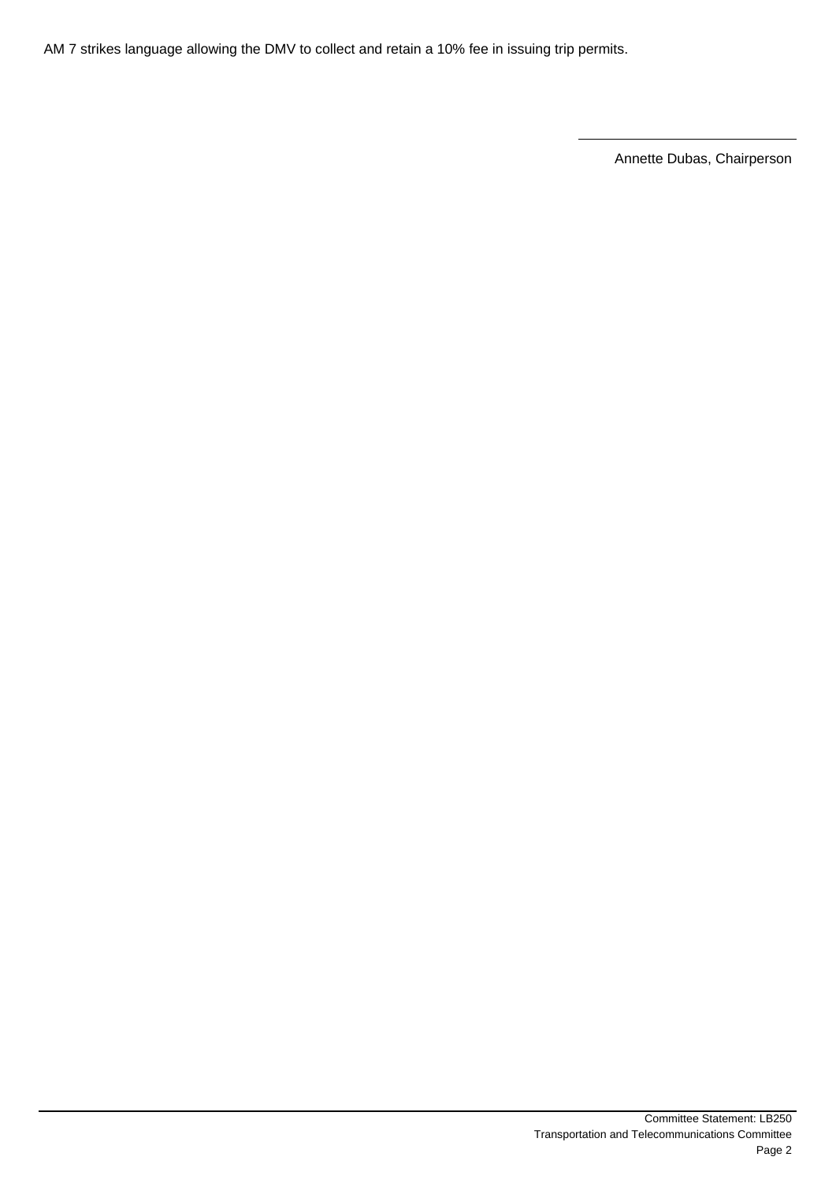AM 7 strikes language allowing the DMV to collect and retain a 10% fee in issuing trip permits.

Annette Dubas, Chairperson